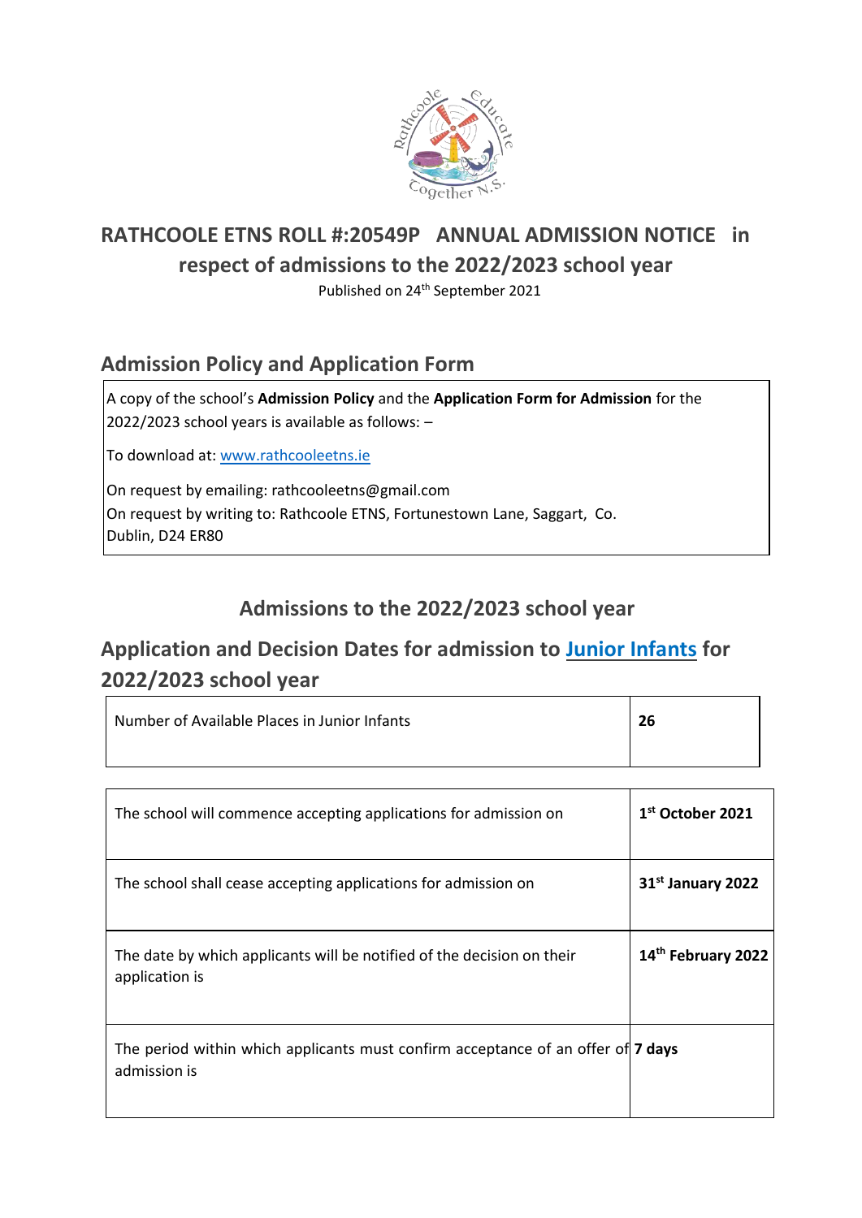# RATHCOOLE ETNS ROLL #:20549P ANNUAL ADMISSION NOTICE in respect of admissions to the 2022/2023 school year

Published on 24th September 2021

## Admission Policy and Application Form

A copy of the school's **Admission Policy** and the **Application Form for Admission** for the 2022/2023 school years is available as follows: –

To download at: www.rathcooleetns.ie

On request by emailing: rathcooleetns@gmail.com
On request by writing to: Rathcoole ETNS, Fortunestown Lane, Saggart, Co. Dublin, D24 ER80

## Admissions to the 2022/2023 school year

## Application and Decision Dates for admission to Junior Infants for 2022/2023 school year

| Number of Available Places in Junior Infants | **26** |
|---|---|

| | |
|---|---|
| The school will commence accepting applications for admission on | **1st October 2021** |
| The school shall cease accepting applications for admission on | **31st January 2022** |
| The date by which applicants will be notified of the decision on their application is | **14th February 2022** |
| The period within which applicants must confirm acceptance of an offer of admission is | **7 days** |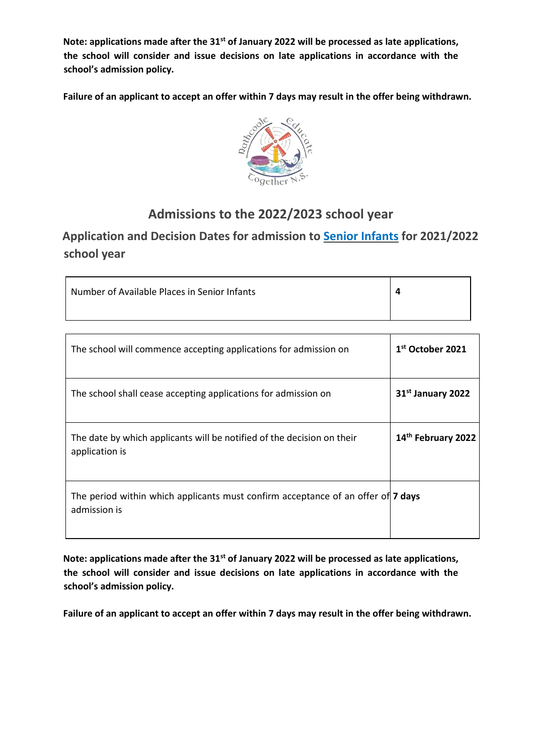**Note: applications made after the 31st of January 2022 will be processed as late applications, the school will consider and issue decisions on late applications in accordance with the school's admission policy.**

**Failure of an applicant to accept an offer within 7 days may result in the offer being withdrawn.**

## Admissions to the 2022/2023 school year

## Application and Decision Dates for admission to [Senior Infants]() for 2021/2022 school year

| Number of Available Places in Senior Infants | **4** |
|---|---|

| The school will commence accepting applications for admission on | **1st October 2021** |
|---|---|
| The school shall cease accepting applications for admission on | **31st January 2022** |
| The date by which applicants will be notified of the decision on their application is | **14th February 2022** |
| The period within which applicants must confirm acceptance of an offer of admission is | **7 days** |

**Note: applications made after the 31st of January 2022 will be processed as late applications, the school will consider and issue decisions on late applications in accordance with the school's admission policy.**

**Failure of an applicant to accept an offer within 7 days may result in the offer being withdrawn.**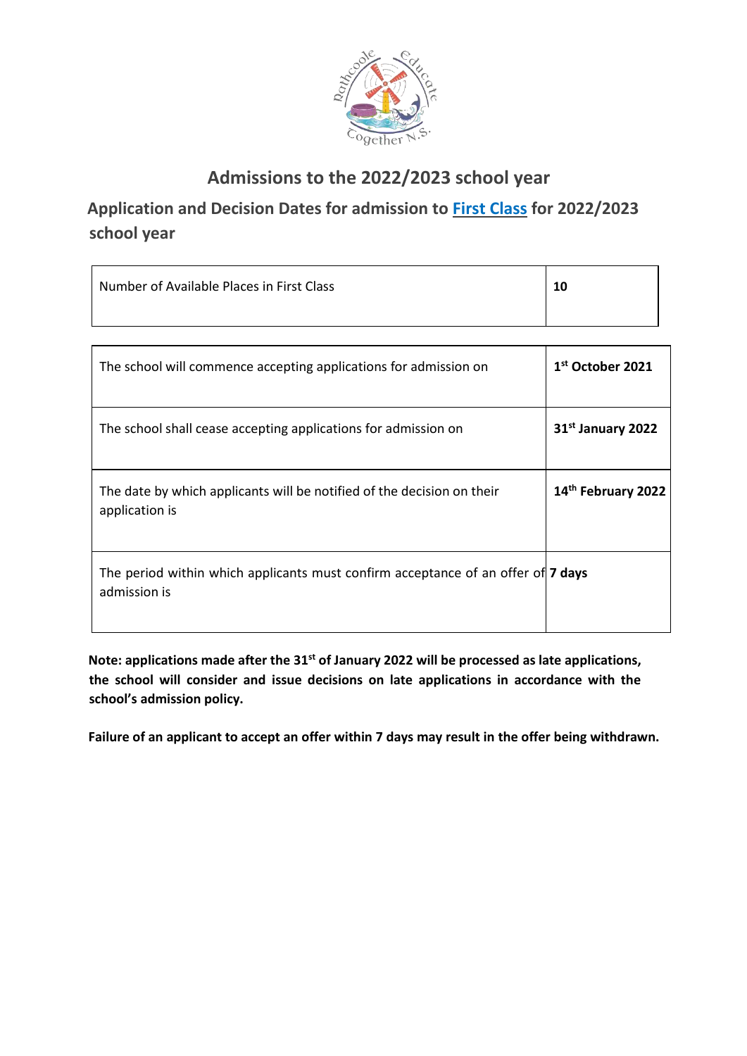# Admissions to the 2022/2023 school year

## Application and Decision Dates for admission to First Class for 2022/2023 school year

| Number of Available Places in First Class | **10** |
|---|---|

| | |
|---|---|
| The school will commence accepting applications for admission on | **1st October 2021** |
| The school shall cease accepting applications for admission on | **31st January 2022** |
| The date by which applicants will be notified of the decision on their application is | **14th February 2022** |
| The period within which applicants must confirm acceptance of an offer of admission is | **7 days** |

**Note: applications made after the 31st of January 2022 will be processed as late applications, the school will consider and issue decisions on late applications in accordance with the school's admission policy.**

**Failure of an applicant to accept an offer within 7 days may result in the offer being withdrawn.**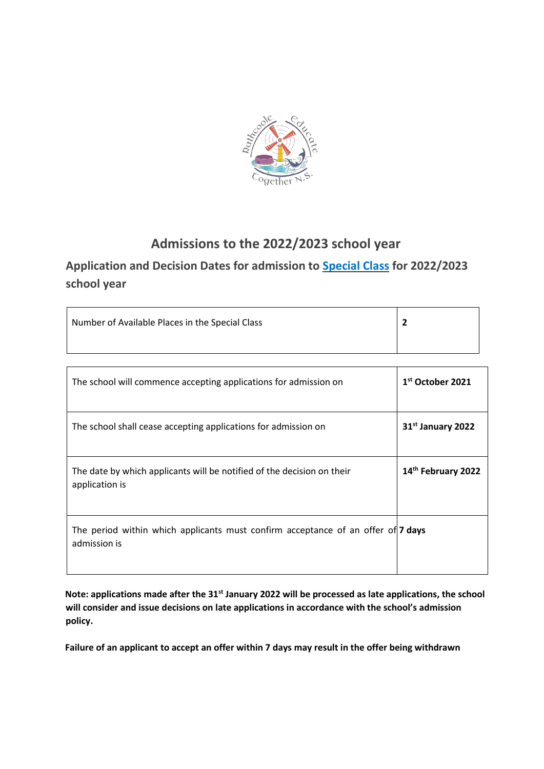# Admissions to the 2022/2023 school year

## Application and Decision Dates for admission to Special Class for 2022/2023 school year

| Number of Available Places in the Special Class | **2** |
|---|---|

| | |
|---|---|
| The school will commence accepting applications for admission on | **1st October 2021** |
| The school shall cease accepting applications for admission on | **31st January 2022** |
| The date by which applicants will be notified of the decision on their application is | **14th February 2022** |
| The period within which applicants must confirm acceptance of an offer of admission is | **7 days** |

**Note: applications made after the 31st January 2022 will be processed as late applications, the school will consider and issue decisions on late applications in accordance with the school's admission policy.**

**Failure of an applicant to accept an offer within 7 days may result in the offer being withdrawn**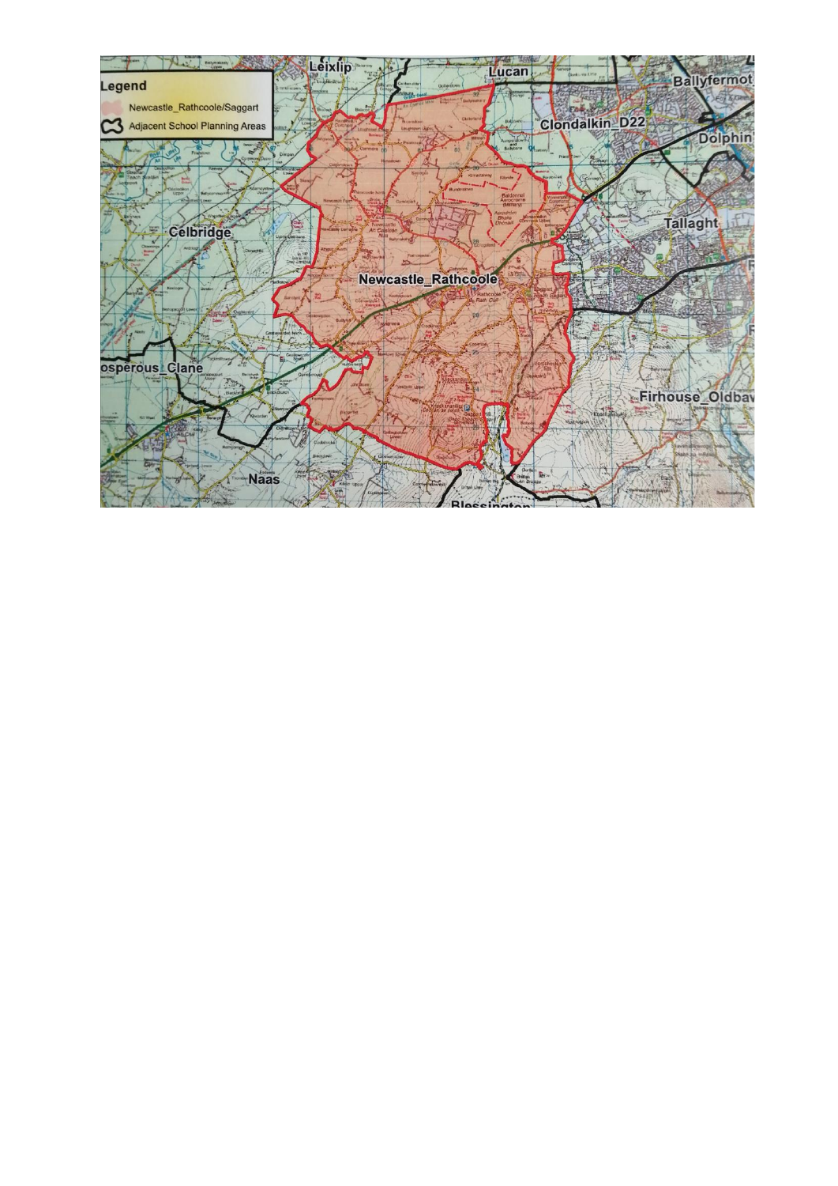Legend

Newcastle_Rathcoole/Saggart

Adjacent School Planning Areas

Leixlip

Lucan

Ballyfermot

Clondalkin_D22

Dolphin

Celbridge

Tallaght

Newcastle_Rathcoole

osperous_Clane

Firhouse_Oldbav

Naas

Blessington